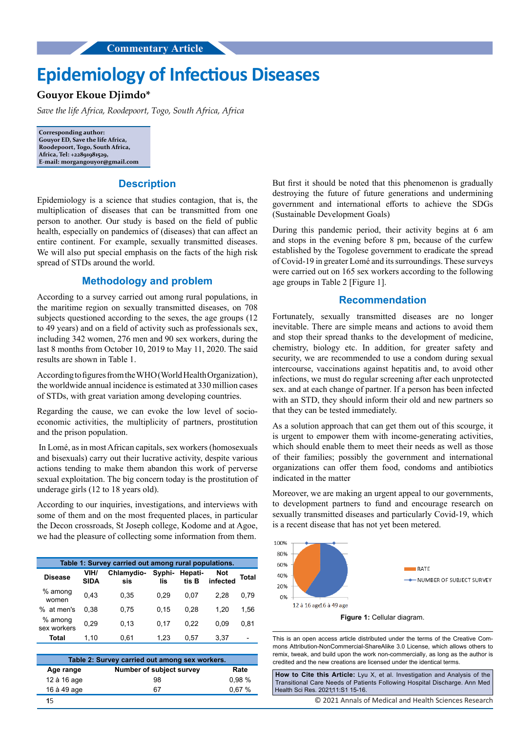Commentary Article

# Epidemiology of Infectious Diseases

**Gouyor Ekoue Djimdo***

*Save the life Africa, Roodepoort, Togo, South Africa, Africa*

**Corresponding author:**
**Gouyor ED, Save the life Africa, Roodepoort, Togo, South Africa, Africa, Tel: +22891981529, E-mail: morgangouyor@gmail.com**

## Description

Epidemiology is a science that studies contagion, that is, the multiplication of diseases that can be transmitted from one person to another. Our study is based on the field of public health, especially on pandemics of (diseases) that can affect an entire continent. For example, sexually transmitted diseases. We will also put special emphasis on the facts of the high risk spread of STDs around the world.

## Methodology and problem

According to a survey carried out among rural populations, in the maritime region on sexually transmitted diseases, on 708 subjects questioned according to the sexes, the age groups (12 to 49 years) and on a field of activity such as professionals sex, including 342 women, 276 men and 90 sex workers, during the last 8 months from October 10, 2019 to May 11, 2020. The said results are shown in Table 1.

According to figures from the WHO (World Health Organization), the worldwide annual incidence is estimated at 330 million cases of STDs, with great variation among developing countries.

Regarding the cause, we can evoke the low level of socio-economic activities, the multiplicity of partners, prostitution and the prison population.

In Lomé, as in most African capitals, sex workers (homosexuals and bisexuals) carry out their lucrative activity, despite various actions tending to make them abandon this work of perverse sexual exploitation. The big concern today is the prostitution of underage girls (12 to 18 years old).

According to our inquiries, investigations, and interviews with some of them and on the most frequented places, in particular the Decon crossroads, St Joseph college, Kodome and at Agoe, we had the pleasure of collecting some information from them.

**Table 1: Survey carried out among rural populations.**

| Disease | VIH/ SIDA | Chlamydiosis | Syphilis | Hepatitis B | Not infected | Total |
|---|---|---|---|---|---|---|
| % among women | 0,43 | 0,35 | 0,29 | 0,07 | 2,28 | 0,79 |
| % at men's | 0,38 | 0,75 | 0,15 | 0,28 | 1,20 | 1,56 |
| % among sex workers | 0,29 | 0,13 | 0,17 | 0,22 | 0,09 | 0,81 |
| Total | 1,10 | 0,61 | 1,23 | 0,57 | 3,37 | - |

**Table 2: Survey carried out among sex workers.**

| Age range | Number of subject survey | Rate |
|---|---|---|
| 12 à 16 age | 98 | 0,98 % |
| 16 à 49 age | 67 | 0,67 % |

But first it should be noted that this phenomenon is gradually destroying the future of future generations and undermining government and international efforts to achieve the SDGs (Sustainable Development Goals)

During this pandemic period, their activity begins at 6 am and stops in the evening before 8 pm, because of the curfew established by the Togolese government to eradicate the spread of Covid-19 in greater Lomé and its surroundings. These surveys were carried out on 165 sex workers according to the following age groups in Table 2 [Figure 1].

## Recommendation

Fortunately, sexually transmitted diseases are no longer inevitable. There are simple means and actions to avoid them and stop their spread thanks to the development of medicine, chemistry, biology etc. In addition, for greater safety and security, we are recommended to use a condom during sexual intercourse, vaccinations against hepatitis and, to avoid other infections, we must do regular screening after each unprotected sex. and at each change of partner. If a person has been infected with an STD, they should inform their old and new partners so that they can be tested immediately.

As a solution approach that can get them out of this scourge, it is urgent to empower them with income-generating activities, which should enable them to meet their needs as well as those of their families; possibly the government and international organizations can offer them food, condoms and antibiotics indicated in the matter

Moreover, we are making an urgent appeal to our governments, to development partners to fund and encourage research on sexually transmitted diseases and particularly Covid-19, which is a recent disease that has not yet been metered.

**Figure 1:** Cellular diagram.

This is an open access article distributed under the terms of the Creative Commons Attribution-NonCommercial-ShareAlike 3.0 License, which allows others to remix, tweak, and build upon the work non-commercially, as long as the author is credited and the new creations are licensed under the identical terms.

**How to Cite this Article:** Lyu X, et al. Investigation and Analysis of the Transitional Care Needs of Patients Following Hospital Discharge. Ann Med Health Sci Res. 2021;11:S1 15-16.

© 2021 Annals of Medical and Health Sciences Research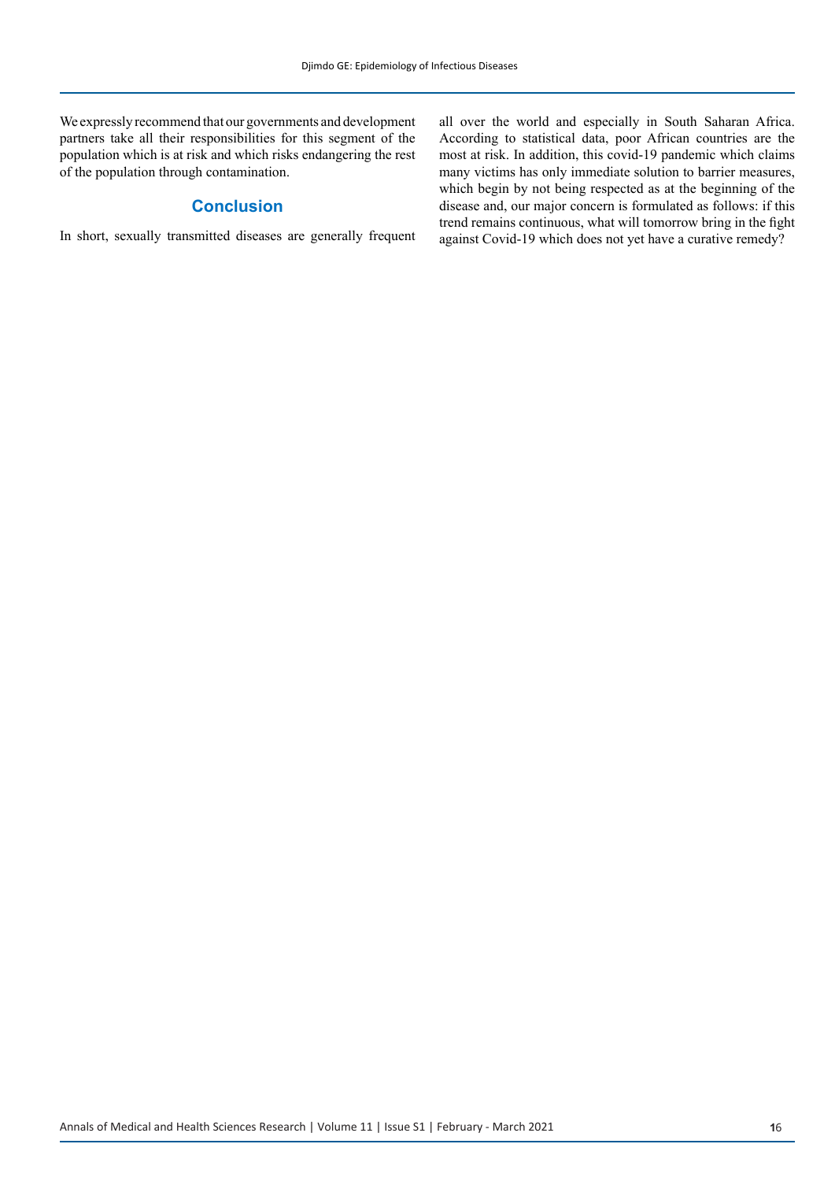We expressly recommend that our governments and development partners take all their responsibilities for this segment of the population which is at risk and which risks endangering the rest of the population through contamination.

## Conclusion

In short, sexually transmitted diseases are generally frequent all over the world and especially in South Saharan Africa. According to statistical data, poor African countries are the most at risk. In addition, this covid-19 pandemic which claims many victims has only immediate solution to barrier measures, which begin by not being respected as at the beginning of the disease and, our major concern is formulated as follows: if this trend remains continuous, what will tomorrow bring in the fight against Covid-19 which does not yet have a curative remedy?